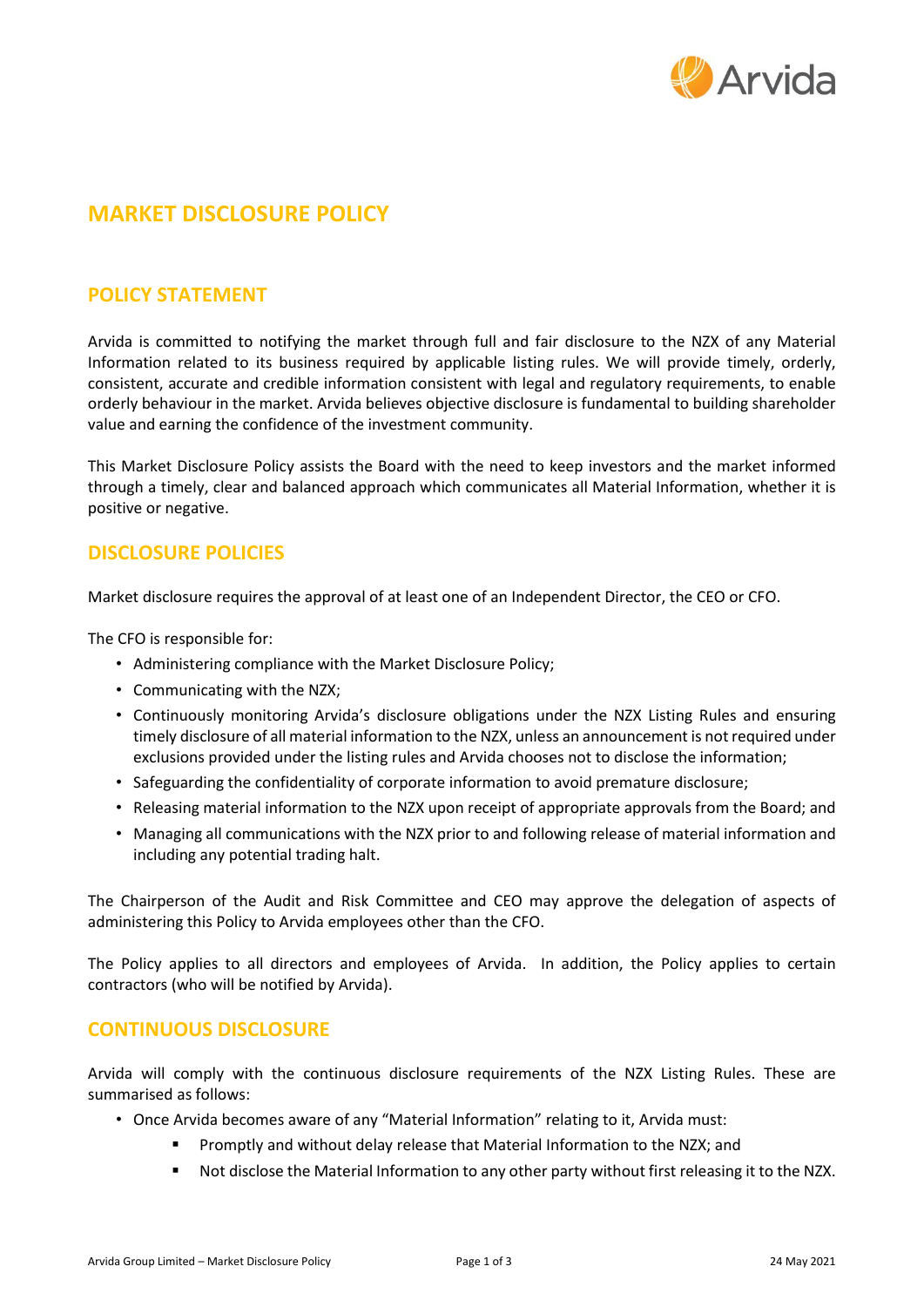# MARKET DISCLOSURE POLICY

## POLICY STATEMENT

Arvida is committed to notifying the market through full and fair disclosure to the NZX of any Material Information related to its business required by applicable listing rules. We will provide timely, orderly, consistent, accurate and credible information consistent with legal and regulatory requirements, to enable orderly behaviour in the market. Arvida believes objective disclosure is fundamental to building shareholder value and earning the confidence of the investment community.

This Market Disclosure Policy assists the Board with the need to keep investors and the market informed through a timely, clear and balanced approach which communicates all Material Information, whether it is positive or negative.

## DISCLOSURE POLICIES

Market disclosure requires the approval of at least one of an Independent Director, the CEO or CFO.

The CFO is responsible for:

- Administering compliance with the Market Disclosure Policy;
- Communicating with the NZX;
- Continuously monitoring Arvida's disclosure obligations under the NZX Listing Rules and ensuring timely disclosure of all material information to the NZX, unless an announcement is not required under exclusions provided under the listing rules and Arvida chooses not to disclose the information;
- Safeguarding the confidentiality of corporate information to avoid premature disclosure;
- Releasing material information to the NZX upon receipt of appropriate approvals from the Board; and
- Managing all communications with the NZX prior to and following release of material information and including any potential trading halt.

The Chairperson of the Audit and Risk Committee and CEO may approve the delegation of aspects of administering this Policy to Arvida employees other than the CFO.

The Policy applies to all directors and employees of Arvida. In addition, the Policy applies to certain contractors (who will be notified by Arvida).

## CONTINUOUS DISCLOSURE

Arvida will comply with the continuous disclosure requirements of the NZX Listing Rules. These are summarised as follows:

- Once Arvida becomes aware of any "Material Information" relating to it, Arvida must:
  - Promptly and without delay release that Material Information to the NZX; and
  - Not disclose the Material Information to any other party without first releasing it to the NZX.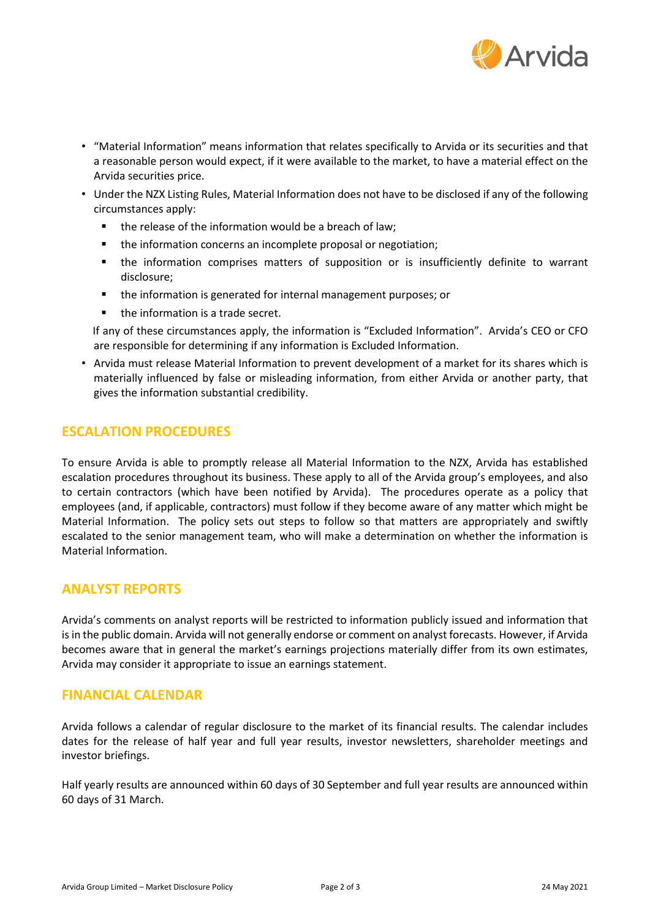- "Material Information" means information that relates specifically to Arvida or its securities and that a reasonable person would expect, if it were available to the market, to have a material effect on the Arvida securities price.
- Under the NZX Listing Rules, Material Information does not have to be disclosed if any of the following circumstances apply:
  - the release of the information would be a breach of law;
  - the information concerns an incomplete proposal or negotiation;
  - the information comprises matters of supposition or is insufficiently definite to warrant disclosure;
  - the information is generated for internal management purposes; or
  - the information is a trade secret.

  If any of these circumstances apply, the information is "Excluded Information". Arvida's CEO or CFO are responsible for determining if any information is Excluded Information.
- Arvida must release Material Information to prevent development of a market for its shares which is materially influenced by false or misleading information, from either Arvida or another party, that gives the information substantial credibility.

## ESCALATION PROCEDURES

To ensure Arvida is able to promptly release all Material Information to the NZX, Arvida has established escalation procedures throughout its business. These apply to all of the Arvida group's employees, and also to certain contractors (which have been notified by Arvida). The procedures operate as a policy that employees (and, if applicable, contractors) must follow if they become aware of any matter which might be Material Information. The policy sets out steps to follow so that matters are appropriately and swiftly escalated to the senior management team, who will make a determination on whether the information is Material Information.

## ANALYST REPORTS

Arvida's comments on analyst reports will be restricted to information publicly issued and information that is in the public domain. Arvida will not generally endorse or comment on analyst forecasts. However, if Arvida becomes aware that in general the market's earnings projections materially differ from its own estimates, Arvida may consider it appropriate to issue an earnings statement.

## FINANCIAL CALENDAR

Arvida follows a calendar of regular disclosure to the market of its financial results. The calendar includes dates for the release of half year and full year results, investor newsletters, shareholder meetings and investor briefings.

Half yearly results are announced within 60 days of 30 September and full year results are announced within 60 days of 31 March.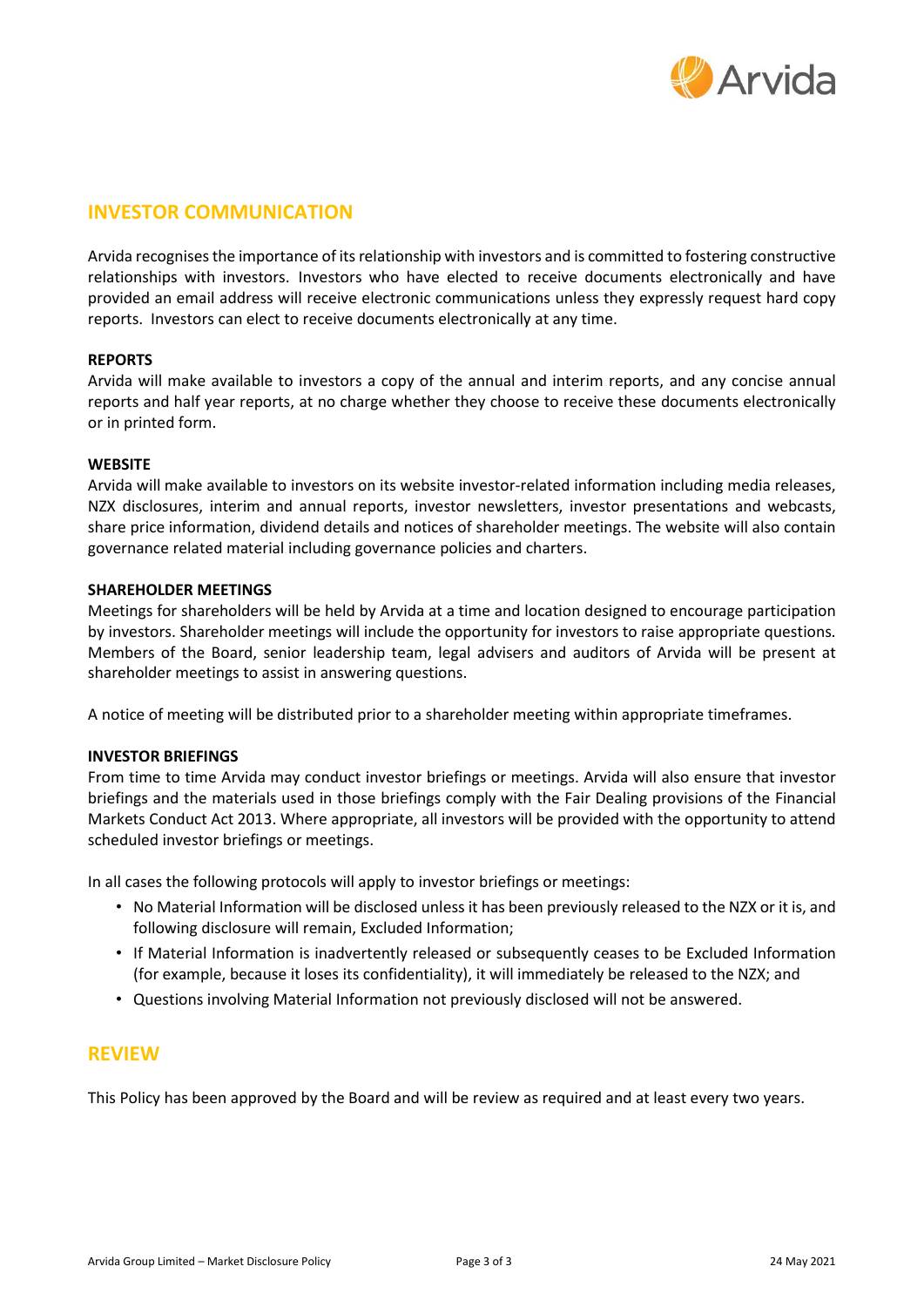## INVESTOR COMMUNICATION

Arvida recognises the importance of its relationship with investors and is committed to fostering constructive relationships with investors. Investors who have elected to receive documents electronically and have provided an email address will receive electronic communications unless they expressly request hard copy reports. Investors can elect to receive documents electronically at any time.

**REPORTS**

Arvida will make available to investors a copy of the annual and interim reports, and any concise annual reports and half year reports, at no charge whether they choose to receive these documents electronically or in printed form.

**WEBSITE**

Arvida will make available to investors on its website investor-related information including media releases, NZX disclosures, interim and annual reports, investor newsletters, investor presentations and webcasts, share price information, dividend details and notices of shareholder meetings. The website will also contain governance related material including governance policies and charters.

**SHAREHOLDER MEETINGS**

Meetings for shareholders will be held by Arvida at a time and location designed to encourage participation by investors. Shareholder meetings will include the opportunity for investors to raise appropriate questions. Members of the Board, senior leadership team, legal advisers and auditors of Arvida will be present at shareholder meetings to assist in answering questions.

A notice of meeting will be distributed prior to a shareholder meeting within appropriate timeframes.

**INVESTOR BRIEFINGS**

From time to time Arvida may conduct investor briefings or meetings. Arvida will also ensure that investor briefings and the materials used in those briefings comply with the Fair Dealing provisions of the Financial Markets Conduct Act 2013. Where appropriate, all investors will be provided with the opportunity to attend scheduled investor briefings or meetings.

In all cases the following protocols will apply to investor briefings or meetings:

- No Material Information will be disclosed unless it has been previously released to the NZX or it is, and following disclosure will remain, Excluded Information;
- If Material Information is inadvertently released or subsequently ceases to be Excluded Information (for example, because it loses its confidentiality), it will immediately be released to the NZX; and
- Questions involving Material Information not previously disclosed will not be answered.

## REVIEW

This Policy has been approved by the Board and will be review as required and at least every two years.